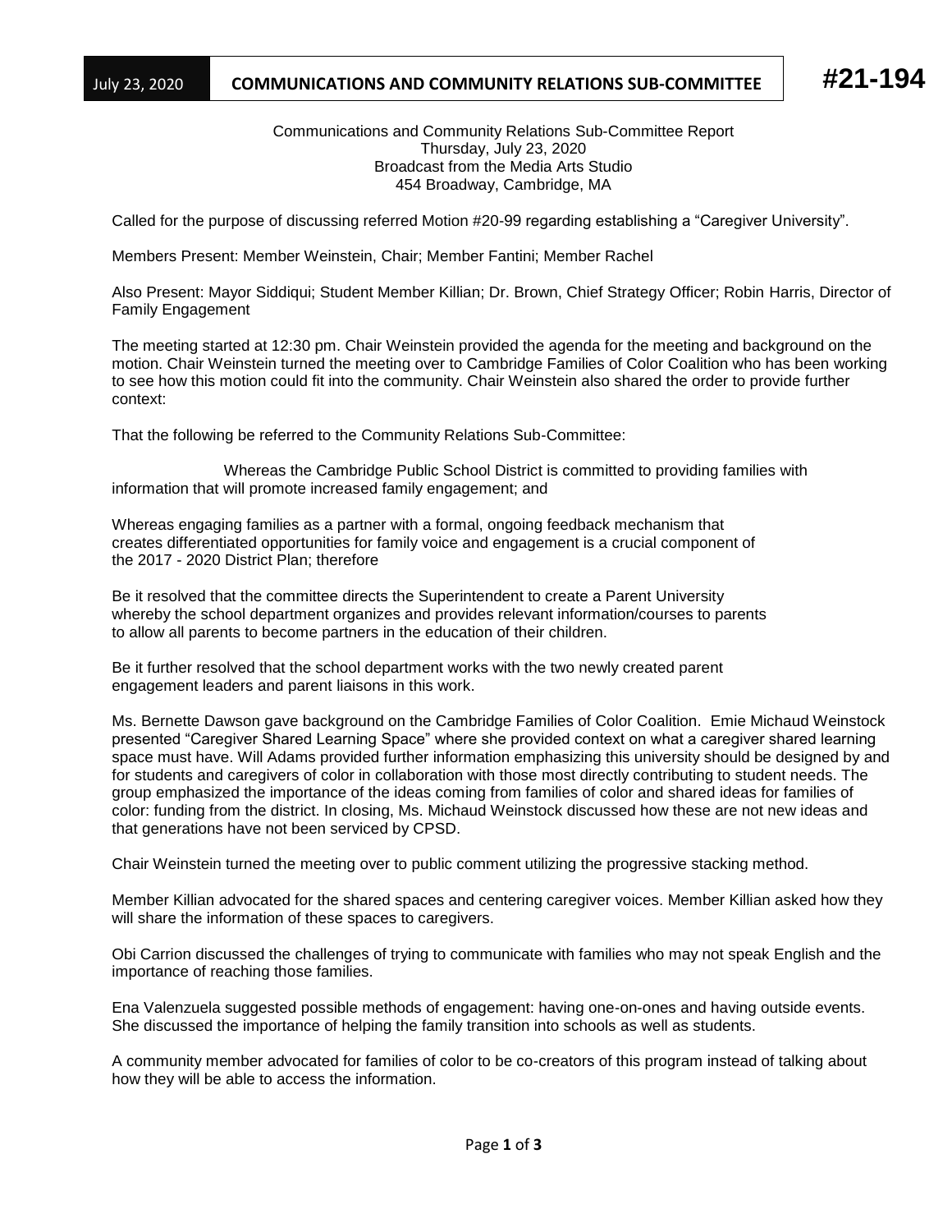July 23, 2020 **COMMUNICATIONS AND COMMUNITY RELATIONS SUB-COMMITTEE** **#21-194**

Communications and Community Relations Sub-Committee Report
Thursday, July 23, 2020
Broadcast from the Media Arts Studio
454 Broadway, Cambridge, MA

Called for the purpose of discussing referred Motion #20-99 regarding establishing a "Caregiver University".

Members Present: Member Weinstein, Chair; Member Fantini; Member Rachel

Also Present: Mayor Siddiqui; Student Member Killian; Dr. Brown, Chief Strategy Officer; Robin Harris, Director of Family Engagement

The meeting started at 12:30 pm. Chair Weinstein provided the agenda for the meeting and background on the motion. Chair Weinstein turned the meeting over to Cambridge Families of Color Coalition who has been working to see how this motion could fit into the community. Chair Weinstein also shared the order to provide further context:

That the following be referred to the Community Relations Sub-Committee:

Whereas the Cambridge Public School District is committed to providing families with information that will promote increased family engagement; and

Whereas engaging families as a partner with a formal, ongoing feedback mechanism that creates differentiated opportunities for family voice and engagement is a crucial component of the 2017 - 2020 District Plan; therefore

Be it resolved that the committee directs the Superintendent to create a Parent University whereby the school department organizes and provides relevant information/courses to parents to allow all parents to become partners in the education of their children.

Be it further resolved that the school department works with the two newly created parent engagement leaders and parent liaisons in this work.

Ms. Bernette Dawson gave background on the Cambridge Families of Color Coalition. Emie Michaud Weinstock presented "Caregiver Shared Learning Space" where she provided context on what a caregiver shared learning space must have. Will Adams provided further information emphasizing this university should be designed by and for students and caregivers of color in collaboration with those most directly contributing to student needs. The group emphasized the importance of the ideas coming from families of color and shared ideas for families of color: funding from the district. In closing, Ms. Michaud Weinstock discussed how these are not new ideas and that generations have not been serviced by CPSD.

Chair Weinstein turned the meeting over to public comment utilizing the progressive stacking method.

Member Killian advocated for the shared spaces and centering caregiver voices. Member Killian asked how they will share the information of these spaces to caregivers.

Obi Carrion discussed the challenges of trying to communicate with families who may not speak English and the importance of reaching those families.

Ena Valenzuela suggested possible methods of engagement: having one-on-ones and having outside events. She discussed the importance of helping the family transition into schools as well as students.

A community member advocated for families of color to be co-creators of this program instead of talking about how they will be able to access the information.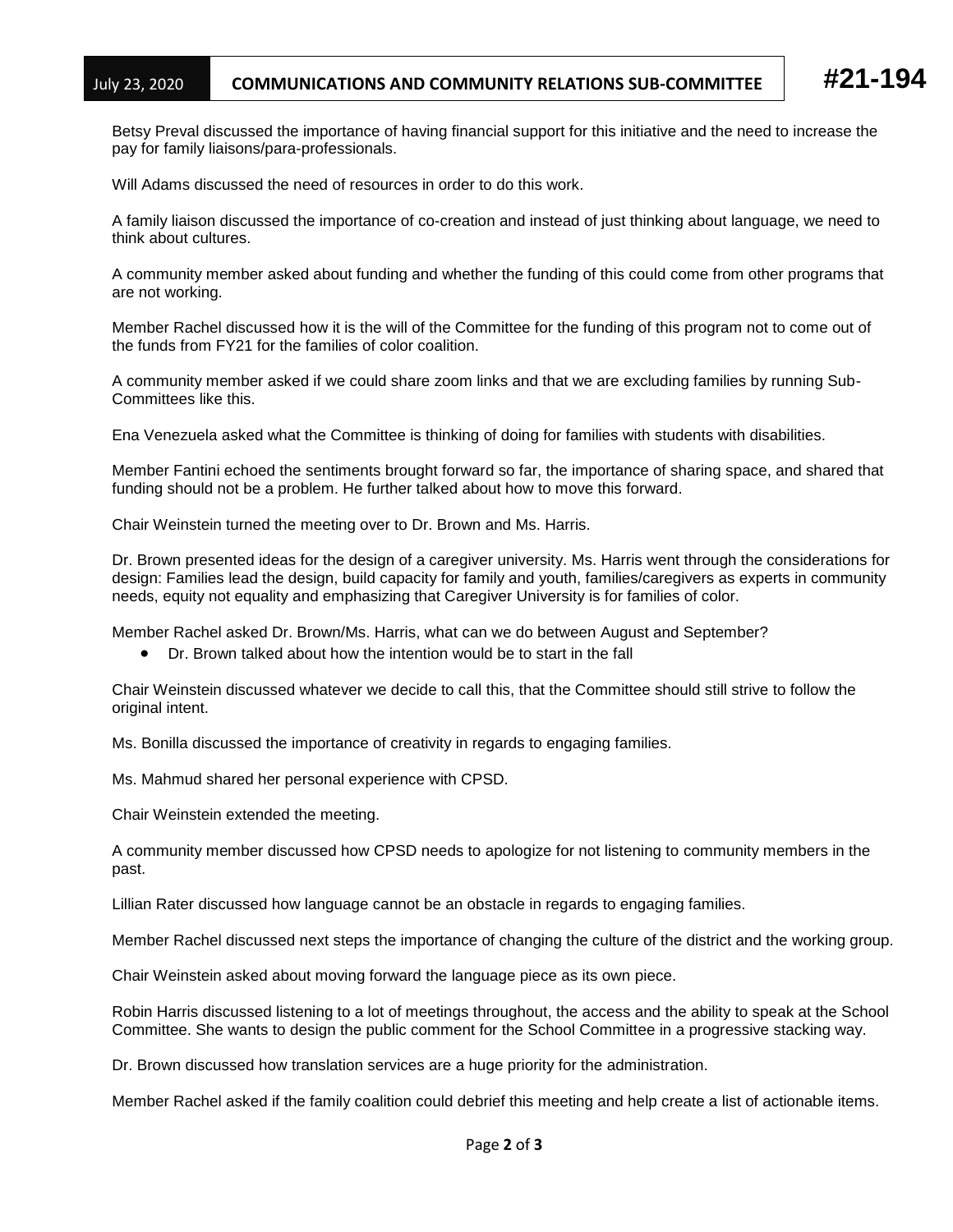Betsy Preval discussed the importance of having financial support for this initiative and the need to increase the pay for family liaisons/para-professionals.

Will Adams discussed the need of resources in order to do this work.

A family liaison discussed the importance of co-creation and instead of just thinking about language, we need to think about cultures.

A community member asked about funding and whether the funding of this could come from other programs that are not working.

Member Rachel discussed how it is the will of the Committee for the funding of this program not to come out of the funds from FY21 for the families of color coalition.

A community member asked if we could share zoom links and that we are excluding families by running Sub-Committees like this.

Ena Venezuela asked what the Committee is thinking of doing for families with students with disabilities.

Member Fantini echoed the sentiments brought forward so far, the importance of sharing space, and shared that funding should not be a problem. He further talked about how to move this forward.

Chair Weinstein turned the meeting over to Dr. Brown and Ms. Harris.

Dr. Brown presented ideas for the design of a caregiver university. Ms. Harris went through the considerations for design: Families lead the design, build capacity for family and youth, families/caregivers as experts in community needs, equity not equality and emphasizing that Caregiver University is for families of color.

Member Rachel asked Dr. Brown/Ms. Harris, what can we do between August and September?

- Dr. Brown talked about how the intention would be to start in the fall

Chair Weinstein discussed whatever we decide to call this, that the Committee should still strive to follow the original intent.

Ms. Bonilla discussed the importance of creativity in regards to engaging families.

Ms. Mahmud shared her personal experience with CPSD.

Chair Weinstein extended the meeting.

A community member discussed how CPSD needs to apologize for not listening to community members in the past.

Lillian Rater discussed how language cannot be an obstacle in regards to engaging families.

Member Rachel discussed next steps the importance of changing the culture of the district and the working group.

Chair Weinstein asked about moving forward the language piece as its own piece.

Robin Harris discussed listening to a lot of meetings throughout, the access and the ability to speak at the School Committee. She wants to design the public comment for the School Committee in a progressive stacking way.

Dr. Brown discussed how translation services are a huge priority for the administration.

Member Rachel asked if the family coalition could debrief this meeting and help create a list of actionable items.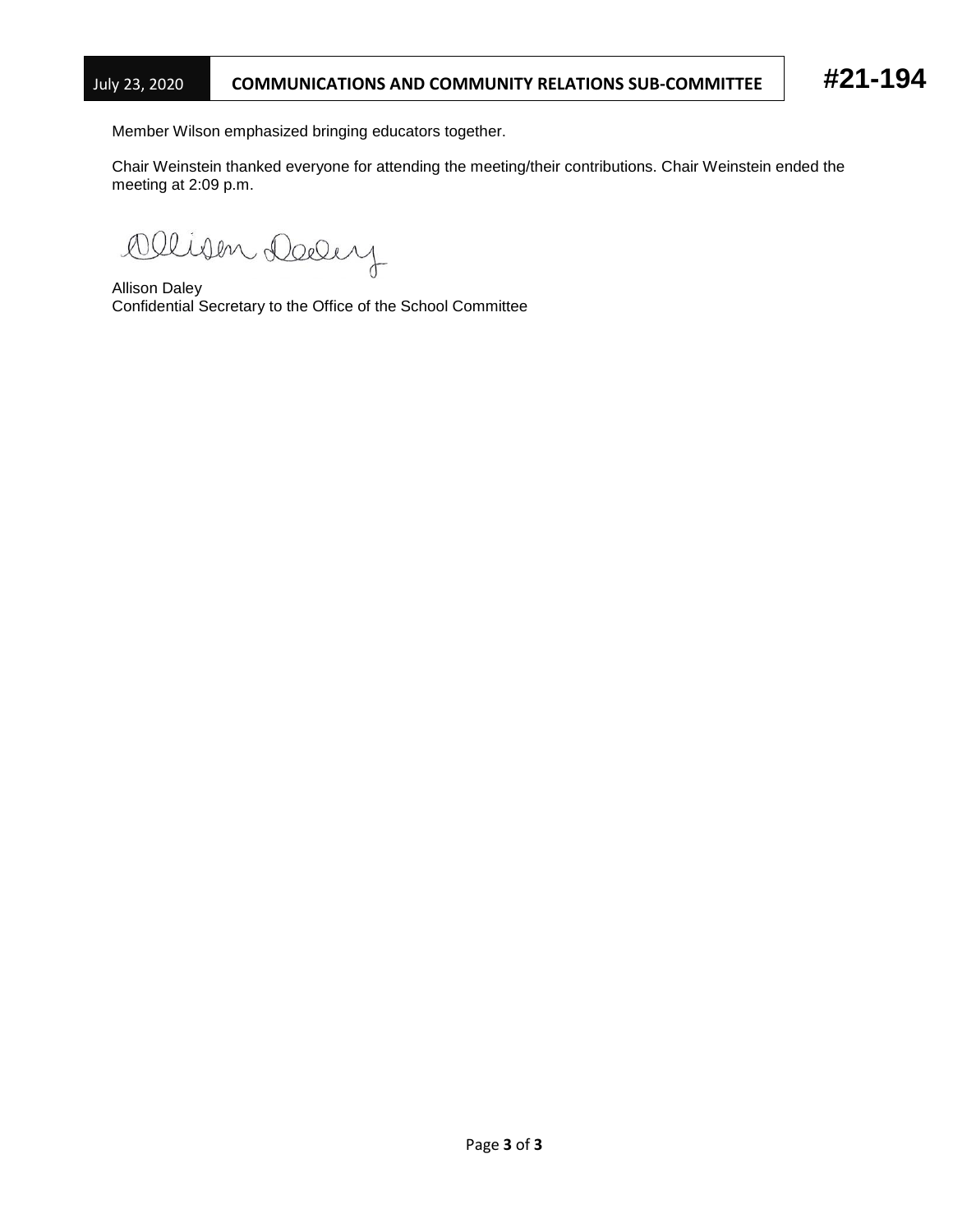Member Wilson emphasized bringing educators together.

Chair Weinstein thanked everyone for attending the meeting/their contributions. Chair Weinstein ended the meeting at 2:09 p.m.

Allison Daley

Allison Daley
Confidential Secretary to the Office of the School Committee